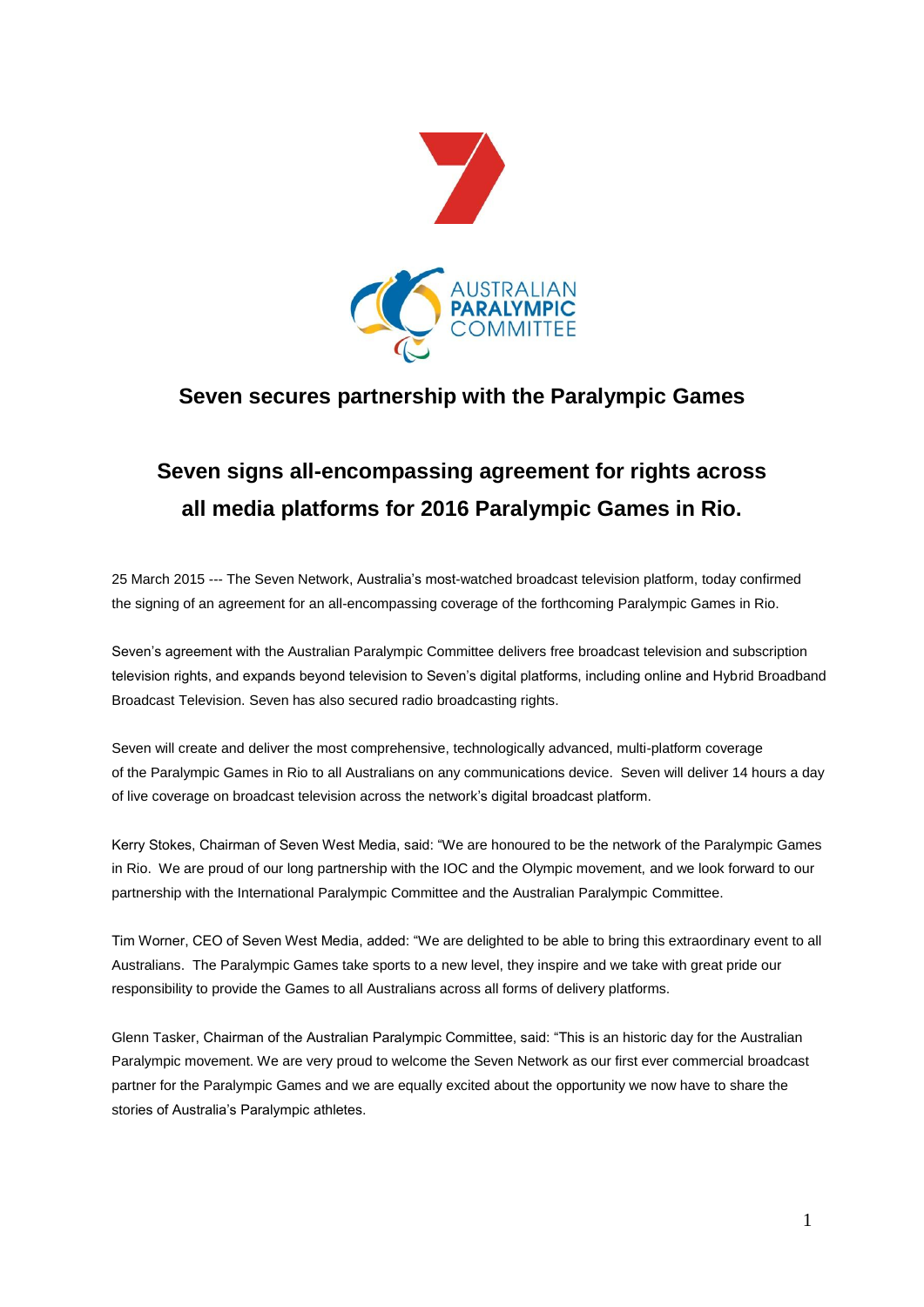## Seven secures partnership with the Paralympic Games

## Seven signs all-encompassing agreement for rights across all media platforms for 2016 Paralympic Games in Rio.

25 March 2015 --- The Seven Network, Australia's most-watched broadcast television platform, today confirmed the signing of an agreement for an all-encompassing coverage of the forthcoming Paralympic Games in Rio.

Seven's agreement with the Australian Paralympic Committee delivers free broadcast television and subscription television rights, and expands beyond television to Seven's digital platforms, including online and Hybrid Broadband Broadcast Television. Seven has also secured radio broadcasting rights.

Seven will create and deliver the most comprehensive, technologically advanced, multi-platform coverage of the Paralympic Games in Rio to all Australians on any communications device. Seven will deliver 14 hours a day of live coverage on broadcast television across the network's digital broadcast platform.

Kerry Stokes, Chairman of Seven West Media, said: "We are honoured to be the network of the Paralympic Games in Rio. We are proud of our long partnership with the IOC and the Olympic movement, and we look forward to our partnership with the International Paralympic Committee and the Australian Paralympic Committee.

Tim Worner, CEO of Seven West Media, added: "We are delighted to be able to bring this extraordinary event to all Australians. The Paralympic Games take sports to a new level, they inspire and we take with great pride our responsibility to provide the Games to all Australians across all forms of delivery platforms.

Glenn Tasker, Chairman of the Australian Paralympic Committee, said: "This is an historic day for the Australian Paralympic movement. We are very proud to welcome the Seven Network as our first ever commercial broadcast partner for the Paralympic Games and we are equally excited about the opportunity we now have to share the stories of Australia's Paralympic athletes.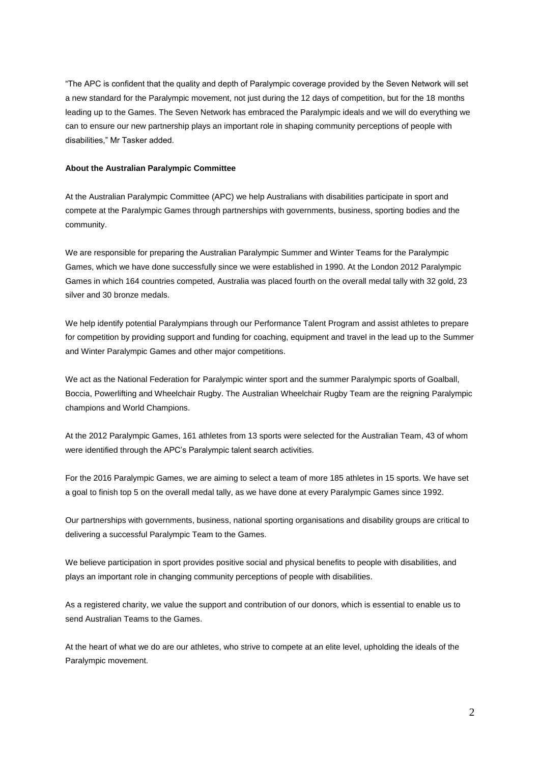"The APC is confident that the quality and depth of Paralympic coverage provided by the Seven Network will set a new standard for the Paralympic movement, not just during the 12 days of competition, but for the 18 months leading up to the Games. The Seven Network has embraced the Paralympic ideals and we will do everything we can to ensure our new partnership plays an important role in shaping community perceptions of people with disabilities," Mr Tasker added.

**About the Australian Paralympic Committee**

At the Australian Paralympic Committee (APC) we help Australians with disabilities participate in sport and compete at the Paralympic Games through partnerships with governments, business, sporting bodies and the community.

We are responsible for preparing the Australian Paralympic Summer and Winter Teams for the Paralympic Games, which we have done successfully since we were established in 1990. At the London 2012 Paralympic Games in which 164 countries competed, Australia was placed fourth on the overall medal tally with 32 gold, 23 silver and 30 bronze medals.

We help identify potential Paralympians through our Performance Talent Program and assist athletes to prepare for competition by providing support and funding for coaching, equipment and travel in the lead up to the Summer and Winter Paralympic Games and other major competitions.

We act as the National Federation for Paralympic winter sport and the summer Paralympic sports of Goalball, Boccia, Powerlifting and Wheelchair Rugby. The Australian Wheelchair Rugby Team are the reigning Paralympic champions and World Champions.

At the 2012 Paralympic Games, 161 athletes from 13 sports were selected for the Australian Team, 43 of whom were identified through the APC's Paralympic talent search activities.

For the 2016 Paralympic Games, we are aiming to select a team of more 185 athletes in 15 sports. We have set a goal to finish top 5 on the overall medal tally, as we have done at every Paralympic Games since 1992.

Our partnerships with governments, business, national sporting organisations and disability groups are critical to delivering a successful Paralympic Team to the Games.

We believe participation in sport provides positive social and physical benefits to people with disabilities, and plays an important role in changing community perceptions of people with disabilities.

As a registered charity, we value the support and contribution of our donors, which is essential to enable us to send Australian Teams to the Games.

At the heart of what we do are our athletes, who strive to compete at an elite level, upholding the ideals of the Paralympic movement.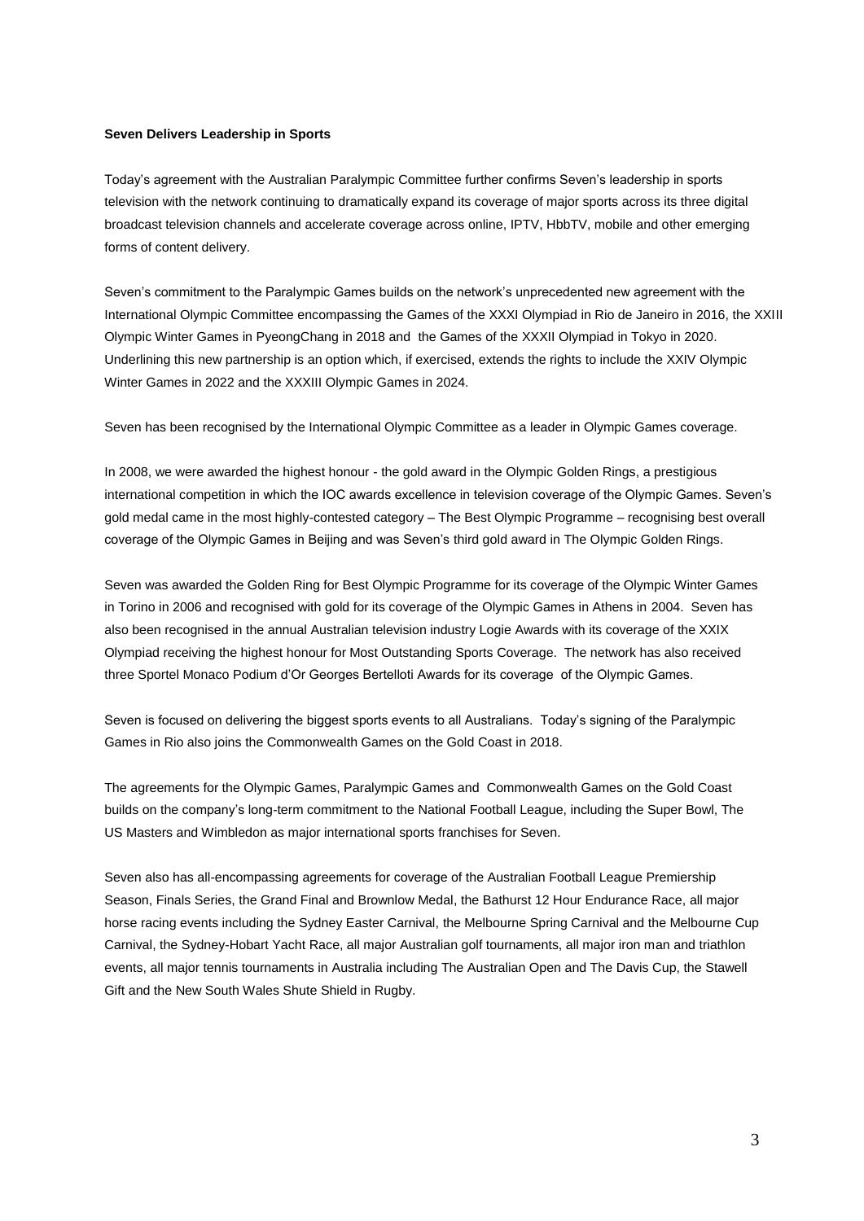**Seven Delivers Leadership in Sports**

Today's agreement with the Australian Paralympic Committee further confirms Seven's leadership in sports television with the network continuing to dramatically expand its coverage of major sports across its three digital broadcast television channels and accelerate coverage across online, IPTV, HbbTV, mobile and other emerging forms of content delivery.

Seven's commitment to the Paralympic Games builds on the network's unprecedented new agreement with the International Olympic Committee encompassing the Games of the XXXI Olympiad in Rio de Janeiro in 2016, the XXIII Olympic Winter Games in PyeongChang in 2018 and the Games of the XXXII Olympiad in Tokyo in 2020. Underlining this new partnership is an option which, if exercised, extends the rights to include the XXIV Olympic Winter Games in 2022 and the XXXIII Olympic Games in 2024.

Seven has been recognised by the International Olympic Committee as a leader in Olympic Games coverage.

In 2008, we were awarded the highest honour - the gold award in the Olympic Golden Rings, a prestigious international competition in which the IOC awards excellence in television coverage of the Olympic Games. Seven's gold medal came in the most highly-contested category – The Best Olympic Programme – recognising best overall coverage of the Olympic Games in Beijing and was Seven's third gold award in The Olympic Golden Rings.

Seven was awarded the Golden Ring for Best Olympic Programme for its coverage of the Olympic Winter Games in Torino in 2006 and recognised with gold for its coverage of the Olympic Games in Athens in 2004. Seven has also been recognised in the annual Australian television industry Logie Awards with its coverage of the XXIX Olympiad receiving the highest honour for Most Outstanding Sports Coverage. The network has also received three Sportel Monaco Podium d'Or Georges Bertelloti Awards for its coverage of the Olympic Games.

Seven is focused on delivering the biggest sports events to all Australians. Today's signing of the Paralympic Games in Rio also joins the Commonwealth Games on the Gold Coast in 2018.

The agreements for the Olympic Games, Paralympic Games and Commonwealth Games on the Gold Coast builds on the company's long-term commitment to the National Football League, including the Super Bowl, The US Masters and Wimbledon as major international sports franchises for Seven.

Seven also has all-encompassing agreements for coverage of the Australian Football League Premiership Season, Finals Series, the Grand Final and Brownlow Medal, the Bathurst 12 Hour Endurance Race, all major horse racing events including the Sydney Easter Carnival, the Melbourne Spring Carnival and the Melbourne Cup Carnival, the Sydney-Hobart Yacht Race, all major Australian golf tournaments, all major iron man and triathlon events, all major tennis tournaments in Australia including The Australian Open and The Davis Cup, the Stawell Gift and the New South Wales Shute Shield in Rugby.